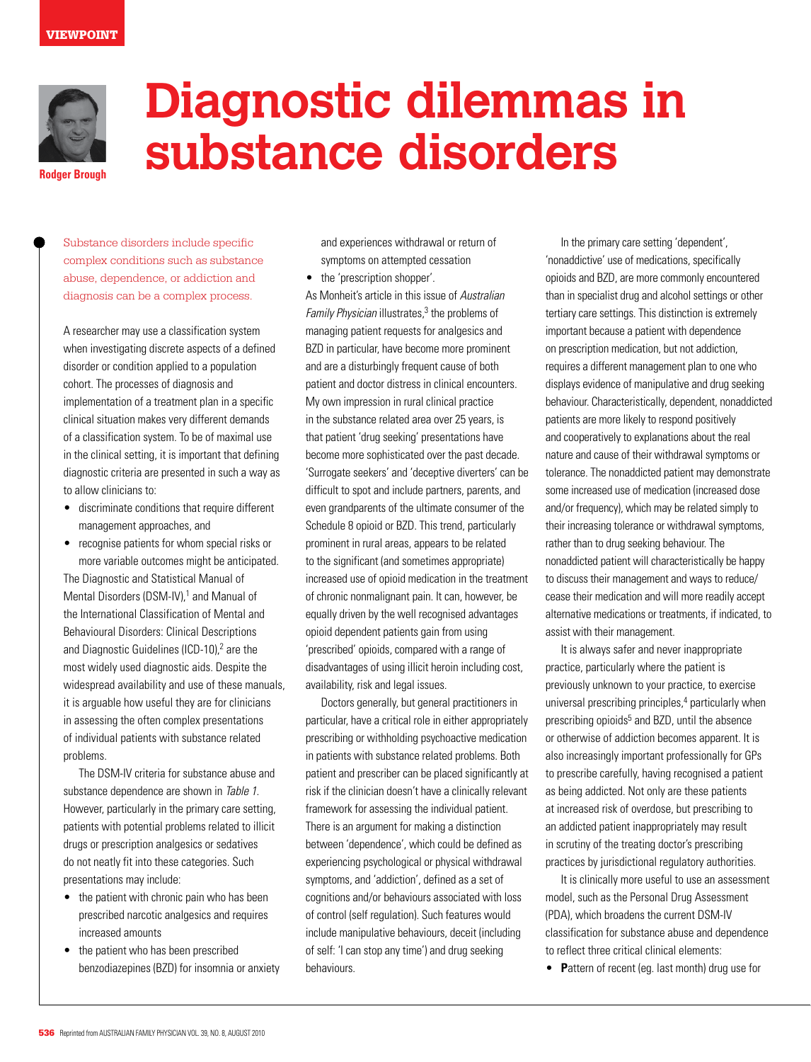VIEWPOINT

# Diagnostic dilemmas in substance disorders

**Rodger Brough**

Substance disorders include specific complex conditions such as substance abuse, dependence, or addiction and diagnosis can be a complex process.

A researcher may use a classification system when investigating discrete aspects of a defined disorder or condition applied to a population cohort. The processes of diagnosis and implementation of a treatment plan in a specific clinical situation makes very different demands of a classification system. To be of maximal use in the clinical setting, it is important that defining diagnostic criteria are presented in such a way as to allow clinicians to:

- discriminate conditions that require different management approaches, and
- recognise patients for whom special risks or more variable outcomes might be anticipated.

The Diagnostic and Statistical Manual of Mental Disorders (DSM-IV),[1] and Manual of the International Classification of Mental and Behavioural Disorders: Clinical Descriptions and Diagnostic Guidelines (ICD-10),[2] are the most widely used diagnostic aids. Despite the widespread availability and use of these manuals, it is arguable how useful they are for clinicians in assessing the often complex presentations of individual patients with substance related problems.

The DSM-IV criteria for substance abuse and substance dependence are shown in *Table 1*. However, particularly in the primary care setting, patients with potential problems related to illicit drugs or prescription analgesics or sedatives do not neatly fit into these categories. Such presentations may include:

- the patient with chronic pain who has been prescribed narcotic analgesics and requires increased amounts
- the patient who has been prescribed benzodiazepines (BZD) for insomnia or anxiety and experiences withdrawal or return of symptoms on attempted cessation
- the 'prescription shopper'.

As Monheit's article in this issue of *Australian Family Physician* illustrates,[3] the problems of managing patient requests for analgesics and BZD in particular, have become more prominent and are a disturbingly frequent cause of both patient and doctor distress in clinical encounters. My own impression in rural clinical practice in the substance related area over 25 years, is that patient 'drug seeking' presentations have become more sophisticated over the past decade. 'Surrogate seekers' and 'deceptive diverters' can be difficult to spot and include partners, parents, and even grandparents of the ultimate consumer of the Schedule 8 opioid or BZD. This trend, particularly prominent in rural areas, appears to be related to the significant (and sometimes appropriate) increased use of opioid medication in the treatment of chronic nonmalignant pain. It can, however, be equally driven by the well recognised advantages opioid dependent patients gain from using 'prescribed' opioids, compared with a range of disadvantages of using illicit heroin including cost, availability, risk and legal issues.

Doctors generally, but general practitioners in particular, have a critical role in either appropriately prescribing or withholding psychoactive medication in patients with substance related problems. Both patient and prescriber can be placed significantly at risk if the clinician doesn't have a clinically relevant framework for assessing the individual patient. There is an argument for making a distinction between 'dependence', which could be defined as experiencing psychological or physical withdrawal symptoms, and 'addiction', defined as a set of cognitions and/or behaviours associated with loss of control (self regulation). Such features would include manipulative behaviours, deceit (including of self: 'I can stop any time') and drug seeking behaviours.

In the primary care setting 'dependent', 'nonaddictive' use of medications, specifically opioids and BZD, are more commonly encountered than in specialist drug and alcohol settings or other tertiary care settings. This distinction is extremely important because a patient with dependence on prescription medication, but not addiction, requires a different management plan to one who displays evidence of manipulative and drug seeking behaviour. Characteristically, dependent, nonaddicted patients are more likely to respond positively and cooperatively to explanations about the real nature and cause of their withdrawal symptoms or tolerance. The nonaddicted patient may demonstrate some increased use of medication (increased dose and/or frequency), which may be related simply to their increasing tolerance or withdrawal symptoms, rather than to drug seeking behaviour. The nonaddicted patient will characteristically be happy to discuss their management and ways to reduce/cease their medication and will more readily accept alternative medications or treatments, if indicated, to assist with their management.

It is always safer and never inappropriate practice, particularly where the patient is previously unknown to your practice, to exercise universal prescribing principles,[4] particularly when prescribing opioids[5] and BZD, until the absence or otherwise of addiction becomes apparent. It is also increasingly important professionally for GPs to prescribe carefully, having recognised a patient as being addicted. Not only are these patients at increased risk of overdose, but prescribing to an addicted patient inappropriately may result in scrutiny of the treating doctor's prescribing practices by jurisdictional regulatory authorities.

It is clinically more useful to use an assessment model, such as the Personal Drug Assessment (PDA), which broadens the current DSM-IV classification for substance abuse and dependence to reflect three critical clinical elements:

- **P**attern of recent (eg. last month) drug use for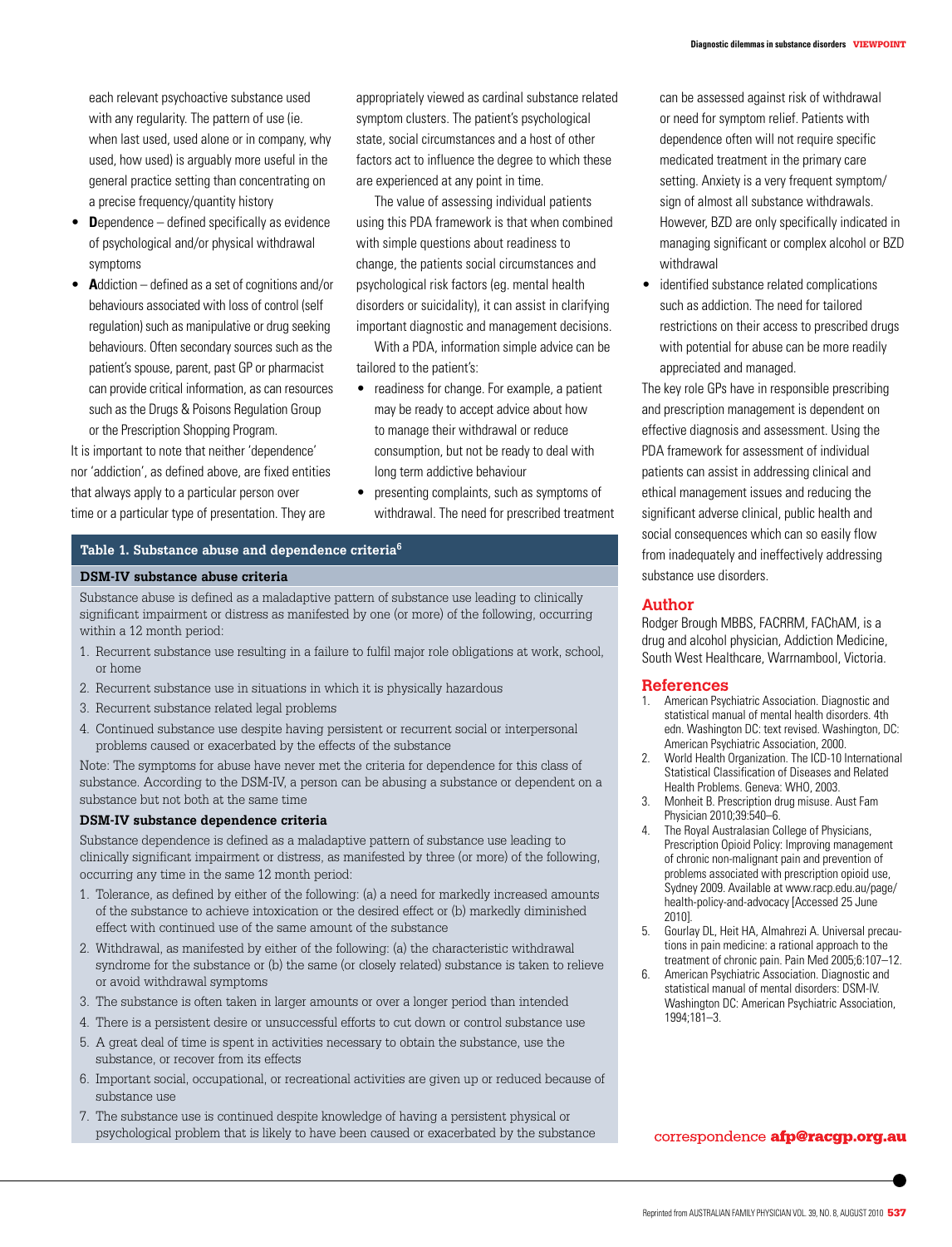each relevant psychoactive substance used with any regularity. The pattern of use (ie. when last used, used alone or in company, why used, how used) is arguably more useful in the general practice setting than concentrating on a precise frequency/quantity history

- **D**ependence – defined specifically as evidence of psychological and/or physical withdrawal symptoms
- **A**ddiction – defined as a set of cognitions and/or behaviours associated with loss of control (self regulation) such as manipulative or drug seeking behaviours. Often secondary sources such as the patient's spouse, parent, past GP or pharmacist can provide critical information, as can resources such as the Drugs & Poisons Regulation Group or the Prescription Shopping Program.

It is important to note that neither 'dependence' nor 'addiction', as defined above, are fixed entities that always apply to a particular person over time or a particular type of presentation. They are appropriately viewed as cardinal substance related symptom clusters. The patient's psychological state, social circumstances and a host of other factors act to influence the degree to which these are experienced at any point in time.

The value of assessing individual patients using this PDA framework is that when combined with simple questions about readiness to change, the patients social circumstances and psychological risk factors (eg. mental health disorders or suicidality), it can assist in clarifying important diagnostic and management decisions.

With a PDA, information simple advice can be tailored to the patient's:

- readiness for change. For example, a patient may be ready to accept advice about how to manage their withdrawal or reduce consumption, but not be ready to deal with long term addictive behaviour
- presenting complaints, such as symptoms of withdrawal. The need for prescribed treatment can be assessed against risk of withdrawal or need for symptom relief. Patients with dependence often will not require specific medicated treatment in the primary care setting. Anxiety is a very frequent symptom/sign of almost all substance withdrawals. However, BZD are only specifically indicated in managing significant or complex alcohol or BZD withdrawal
- identified substance related complications such as addiction. The need for tailored restrictions on their access to prescribed drugs with potential for abuse can be more readily appreciated and managed.

The key role GPs have in responsible prescribing and prescription management is dependent on effective diagnosis and assessment. Using the PDA framework for assessment of individual patients can assist in addressing clinical and ethical management issues and reducing the significant adverse clinical, public health and social consequences which can so easily flow from inadequately and ineffectively addressing substance use disorders.

**Table 1. Substance abuse and dependence criteria[6]**

**DSM-IV substance abuse criteria**

Substance abuse is defined as a maladaptive pattern of substance use leading to clinically significant impairment or distress as manifested by one (or more) of the following, occurring within a 12 month period:

1. Recurrent substance use resulting in a failure to fulfil major role obligations at work, school, or home
2. Recurrent substance use in situations in which it is physically hazardous
3. Recurrent substance related legal problems
4. Continued substance use despite having persistent or recurrent social or interpersonal problems caused or exacerbated by the effects of the substance

Note: The symptoms for abuse have never met the criteria for dependence for this class of substance. According to the DSM-IV, a person can be abusing a substance or dependent on a substance but not both at the same time

**DSM-IV substance dependence criteria**

Substance dependence is defined as a maladaptive pattern of substance use leading to clinically significant impairment or distress, as manifested by three (or more) of the following, occurring any time in the same 12 month period:

1. Tolerance, as defined by either of the following: (a) a need for markedly increased amounts of the substance to achieve intoxication or the desired effect or (b) markedly diminished effect with continued use of the same amount of the substance
2. Withdrawal, as manifested by either of the following: (a) the characteristic withdrawal syndrome for the substance or (b) the same (or closely related) substance is taken to relieve or avoid withdrawal symptoms
3. The substance is often taken in larger amounts or over a longer period than intended
4. There is a persistent desire or unsuccessful efforts to cut down or control substance use
5. A great deal of time is spent in activities necessary to obtain the substance, use the substance, or recover from its effects
6. Important social, occupational, or recreational activities are given up or reduced because of substance use
7. The substance use is continued despite knowledge of having a persistent physical or psychological problem that is likely to have been caused or exacerbated by the substance

## Author

Rodger Brough MBBS, FACRRM, FAChAM, is a drug and alcohol physician, Addiction Medicine, South West Healthcare, Warrnambool, Victoria.

## References

1. American Psychiatric Association. Diagnostic and statistical manual of mental health disorders. 4th edn. Washington DC: text revised. Washington, DC: American Psychiatric Association, 2000.
2. World Health Organization. The ICD-10 International Statistical Classification of Diseases and Related Health Problems. Geneva: WHO, 2003.
3. Monheit B. Prescription drug misuse. Aust Fam Physician 2010;39:540–6.
4. The Royal Australasian College of Physicians, Prescription Opioid Policy: Improving management of chronic non-malignant pain and prevention of problems associated with prescription opioid use, Sydney 2009. Available at www.racp.edu.au/page/health-policy-and-advocacy [Accessed 25 June 2010].
5. Gourlay DL, Heit HA, Almahrezi A. Universal precautions in pain medicine: a rational approach to the treatment of chronic pain. Pain Med 2005;6:107–12.
6. American Psychiatric Association. Diagnostic and statistical manual of mental disorders: DSM-IV. Washington DC: American Psychiatric Association, 1994;181–3.

correspondence **afp@racgp.org.au**